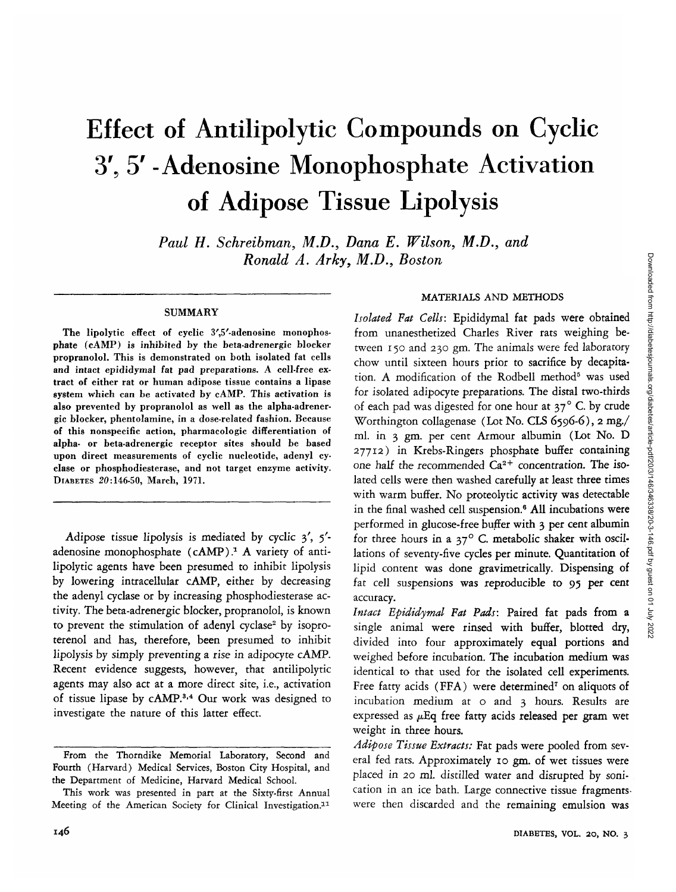# Effect of Antilipolytic Compounds on Cyclic 3′, 5′-Adenosine Monophosphate Activation of Adipose Tissue Lipolysis

*Paul H. Schreibman, M.D., Dana E. Wilson, M.D., and Ronald A. Arky, M.D., Boston*

## SUMMARY

**The lipolytic effect of cyclic 3′,5′-adenosine monophosphate (cAMP) is inhibited by the beta-adrenergic blocker propranolol. This is demonstrated on both isolated fat cells and intact epididymal fat pad preparations. A cell-free extract of either rat or human adipose tissue contains a lipase system which can be activated by cAMP. This activation is also prevented by propranolol as well as the alpha-adrenergic blocker, phentolamine, in a dose-related fashion. Because of this nonspecific action, pharmacologic differentiation of alpha- or beta-adrenergic receptor sites should be based upon direct measurements of cyclic nucleotide, adenyl cyclase or phosphodiesterase, and not target enzyme activity.** DIABETES *20*:146-50, March, 1971.

Adipose tissue lipolysis is mediated by cyclic 3′, 5′-adenosine monophosphate (cAMP).[1] A variety of antilipolytic agents have been presumed to inhibit lipolysis by lowering intracellular cAMP, either by decreasing the adenyl cyclase or by increasing phosphodiesterase activity. The beta-adrenergic blocker, propranolol, is known to prevent the stimulation of adenyl cyclase[2] by isoproterenol and has, therefore, been presumed to inhibit lipolysis by simply preventing a rise in adipocyte cAMP. Recent evidence suggests, however, that antilipolytic agents may also act at a more direct site, i.e., activation of tissue lipase by cAMP.[3,4] Our work was designed to investigate the nature of this latter effect.

From the Thorndike Memorial Laboratory, Second and Fourth (Harvard) Medical Services, Boston City Hospital, and the Department of Medicine, Harvard Medical School.

This work was presented in part at the Sixty-first Annual Meeting of the American Society for Clinical Investigation.[11]

## MATERIALS AND METHODS

*Isolated Fat Cells*: Epididymal fat pads were obtained from unanesthetized Charles River rats weighing between 150 and 230 gm. The animals were fed laboratory chow until sixteen hours prior to sacrifice by decapitation. A modification of the Rodbell method[5] was used for isolated adipocyte preparations. The distal two-thirds of each pad was digested for one hour at 37° C. by crude Worthington collagenase (Lot No. CLS 6596-6), 2 mg./ml. in 3 gm. per cent Armour albumin (Lot No. D 27712) in Krebs-Ringers phosphate buffer containing one half the recommended $Ca^{2+}$ concentration. The isolated cells were then washed carefully at least three times with warm buffer. No proteolytic activity was detectable in the final washed cell suspension.[6] All incubations were performed in glucose-free buffer with 3 per cent albumin for three hours in a 37° C. metabolic shaker with oscillations of seventy-five cycles per minute. Quantitation of lipid content was done gravimetrically. Dispensing of fat cell suspensions was reproducible to 95 per cent accuracy.

*Intact Epididymal Fat Pads*: Paired fat pads from a single animal were rinsed with buffer, blotted dry, divided into four approximately equal portions and weighed before incubation. The incubation medium was identical to that used for the isolated cell experiments. Free fatty acids (FFA) were determined[7] on aliquots of incubation medium at 0 and 3 hours. Results are expressed as $\mu$Eq free fatty acids released per gram wet weight in three hours.

*Adipose Tissue Extracts:* Fat pads were pooled from several fed rats. Approximately 10 gm. of wet tissues were placed in 20 ml. distilled water and disrupted by sonication in an ice bath. Large connective tissue fragments were then discarded and the remaining emulsion was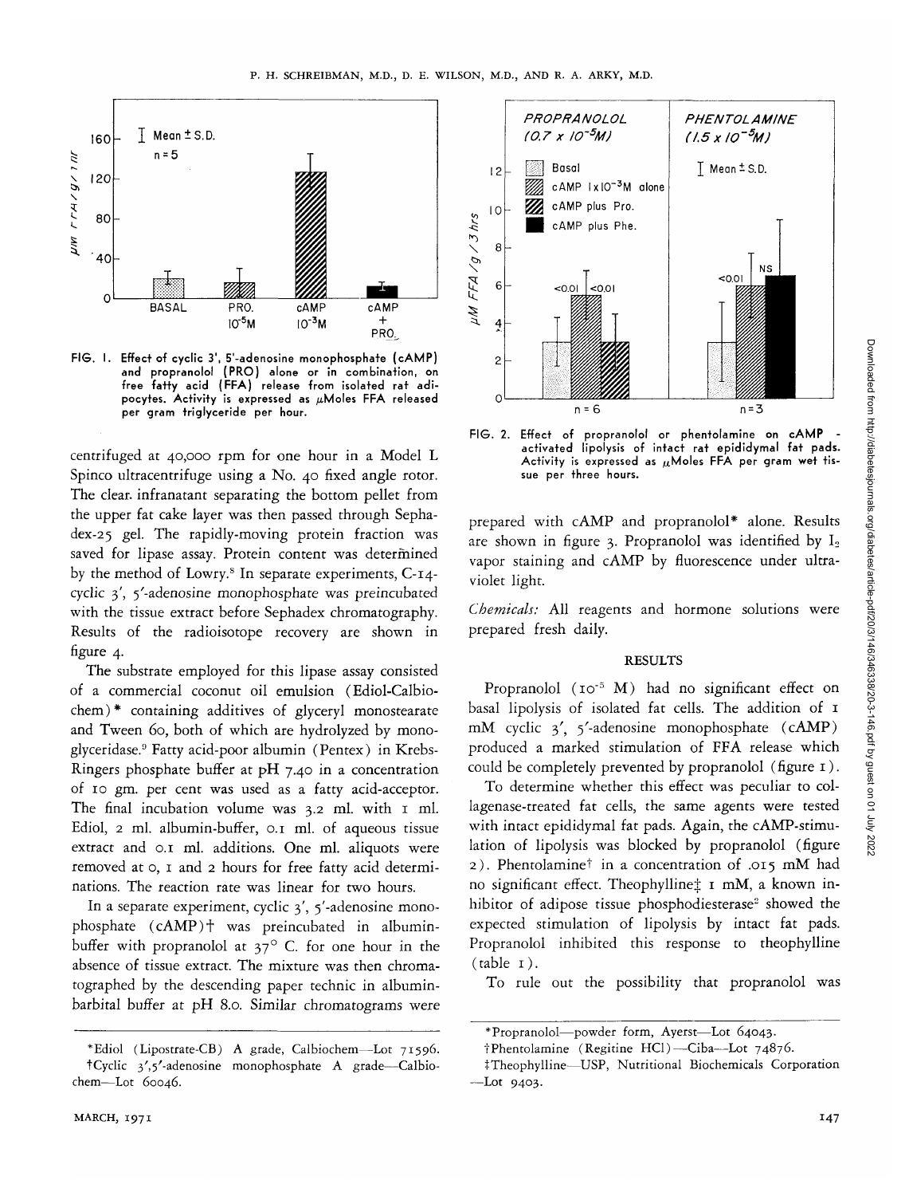FIG. 1. Effect of cyclic 3', 5'-adenosine monophosphate (cAMP) and propranolol (PRO) alone or in combination, on free fatty acid (FFA) release from isolated rat adipocytes. Activity is expressed as $\mu$Moles FFA released per gram triglyceride per hour.

centrifuged at 40,000 rpm for one hour in a Model L Spinco ultracentrifuge using a No. 40 fixed angle rotor. The clear infranatant separating the bottom pellet from the upper fat cake layer was then passed through Sephadex-25 gel. The rapidly-moving protein fraction was saved for lipase assay. Protein content was determined by the method of Lowry.[8] In separate experiments, C-14-cyclic 3', 5'-adenosine monophosphate was preincubated with the tissue extract before Sephadex chromatography. Results of the radioisotope recovery are shown in figure 4.

The substrate employed for this lipase assay consisted of a commercial coconut oil emulsion (Ediol-Calbiochem)* containing additives of glyceryl monostearate and Tween 60, both of which are hydrolyzed by monoglyceridase.[9] Fatty acid-poor albumin (Pentex) in Krebs-Ringers phosphate buffer at pH 7.40 in a concentration of 10 gm. per cent was used as a fatty acid-acceptor. The final incubation volume was 3.2 ml. with 1 ml. Ediol, 2 ml. albumin-buffer, 0.1 ml. of aqueous tissue extract and 0.1 ml. additions. One ml. aliquots were removed at 0, 1 and 2 hours for free fatty acid determinations. The reaction rate was linear for two hours.

In a separate experiment, cyclic 3', 5'-adenosine monophosphate (cAMP)† was preincubated in albumin-buffer with propranolol at 37° C. for one hour in the absence of tissue extract. The mixture was then chromatographed by the descending paper technic in albumin-barbital buffer at pH 8.0. Similar chromatograms were prepared with cAMP and propranolol* alone. Results are shown in figure 3. Propranolol was identified by $I_2$ vapor staining and cAMP by fluorescence under ultraviolet light.

*Ediol (Lipostrate-CB) A grade, Calbiochem—Lot 71596.
†Cyclic 3',5'-adenosine monophosphate A grade—Calbiochem—Lot 60046.

FIG. 2. Effect of propranolol or phentolamine on cAMP - activated lipolysis of intact rat epididymal fat pads. Activity is expressed as $\mu$Moles FFA per gram wet tissue per three hours.

*Chemicals:* All reagents and hormone solutions were prepared fresh daily.

## RESULTS

Propranolol ($10^{-5}$ M) had no significant effect on basal lipolysis of isolated fat cells. The addition of 1 mM cyclic 3', 5'-adenosine monophosphate (cAMP) produced a marked stimulation of FFA release which could be completely prevented by propranolol (figure 1).

To determine whether this effect was peculiar to collagenase-treated fat cells, the same agents were tested with intact epididymal fat pads. Again, the cAMP-stimulation of lipolysis was blocked by propranolol (figure 2). Phentolamine† in a concentration of .015 mM had no significant effect. Theophylline‡ 1 mM, a known inhibitor of adipose tissue phosphodiesterase[2] showed the expected stimulation of lipolysis by intact fat pads. Propranolol inhibited this response to theophylline (table 1).

To rule out the possibility that propranolol was

*Propranolol—powder form, Ayerst—Lot 64043.
†Phentolamine (Regitine HCl)—Ciba—Lot 74876.
‡Theophylline—USP, Nutritional Biochemicals Corporation—Lot 9403.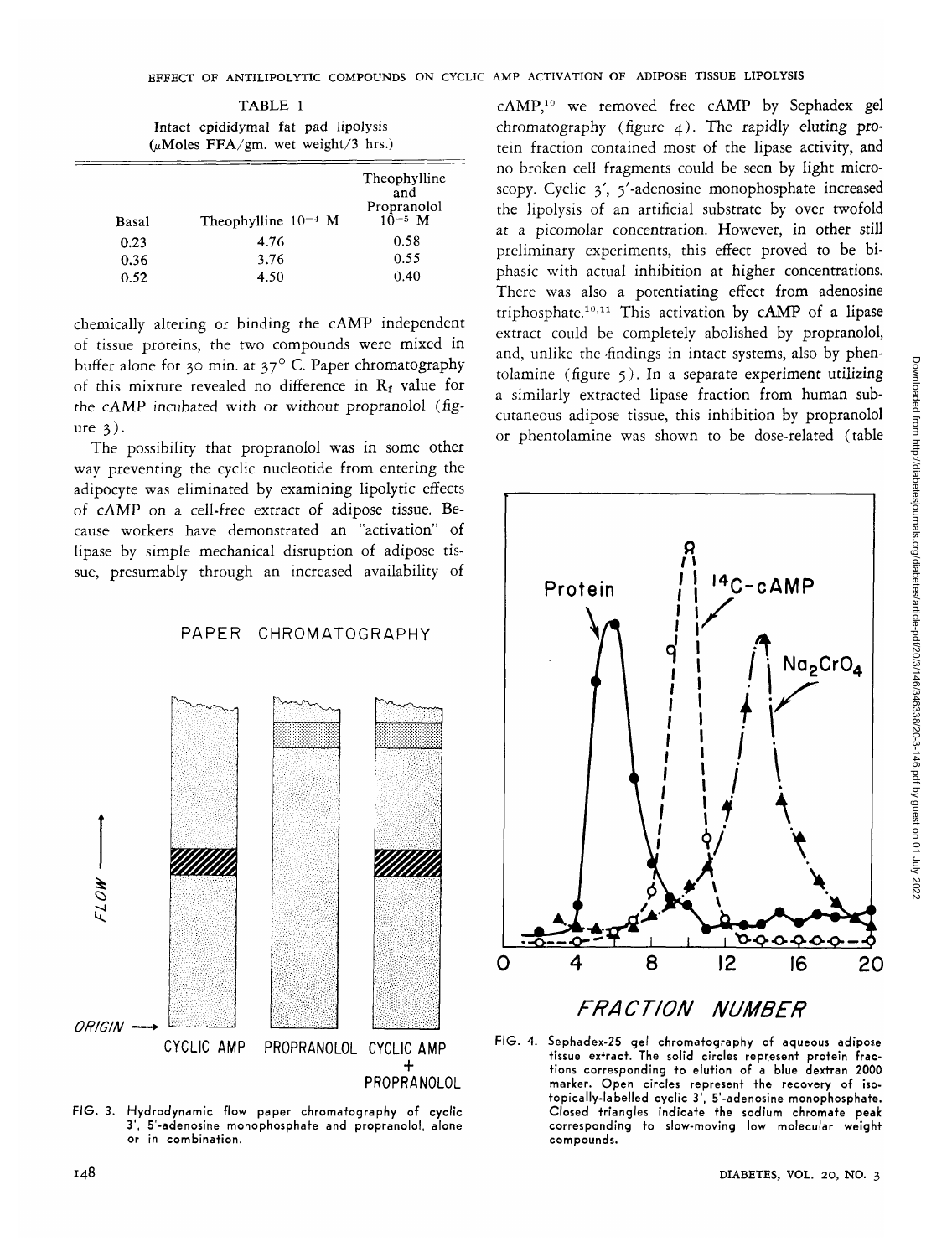TABLE 1
Intact epididymal fat pad lipolysis
($\mu$Moles FFA/gm. wet weight/3 hrs.)

| Basal | Theophylline $10^{-4}$ M | Theophylline and Propranolol $10^{-5}$ M |
|---|---|---|
| 0.23 | 4.76 | 0.58 |
| 0.36 | 3.76 | 0.55 |
| 0.52 | 4.50 | 0.40 |

chemically altering or binding the cAMP independent of tissue proteins, the two compounds were mixed in buffer alone for 30 min. at 37° C. Paper chromatography of this mixture revealed no difference in $R_f$ value for the cAMP incubated with or without propranolol (figure 3).

The possibility that propranolol was in some other way preventing the cyclic nucleotide from entering the adipocyte was eliminated by examining lipolytic effects of cAMP on a cell-free extract of adipose tissue. Because workers have demonstrated an "activation" of lipase by simple mechanical disruption of adipose tissue, presumably through an increased availability of cAMP,[10] we removed free cAMP by Sephadex gel chromatography (figure 4). The rapidly eluting protein fraction contained most of the lipase activity, and no broken cell fragments could be seen by light microscopy. Cyclic 3′, 5′-adenosine monophosphate increased the lipolysis of an artificial substrate by over twofold at a picomolar concentration. However, in other still preliminary experiments, this effect proved to be biphasic with actual inhibition at higher concentrations. There was also a potentiating effect from adenosine triphosphate.[10,11] This activation by cAMP of a lipase extract could be completely abolished by propranolol, and, unlike the findings in intact systems, also by phentolamine (figure 5). In a separate experiment utilizing a similarly extracted lipase fraction from human subcutaneous adipose tissue, this inhibition by propranolol or phentolamine was shown to be dose-related (table

PAPER CHROMATOGRAPHY

FIG. 3. Hydrodynamic flow paper chromatography of cyclic 3′, 5′-adenosine monophosphate and propranolol, alone or in combination.

FIG. 4. Sephadex-25 gel chromatography of aqueous adipose tissue extract. The solid circles represent protein fractions corresponding to elution of a blue dextran 2000 marker. Open circles represent the recovery of isotopically-labelled cyclic 3′, 5′-adenosine monophosphate. Closed triangles indicate the sodium chromate peak corresponding to slow-moving low molecular weight compounds.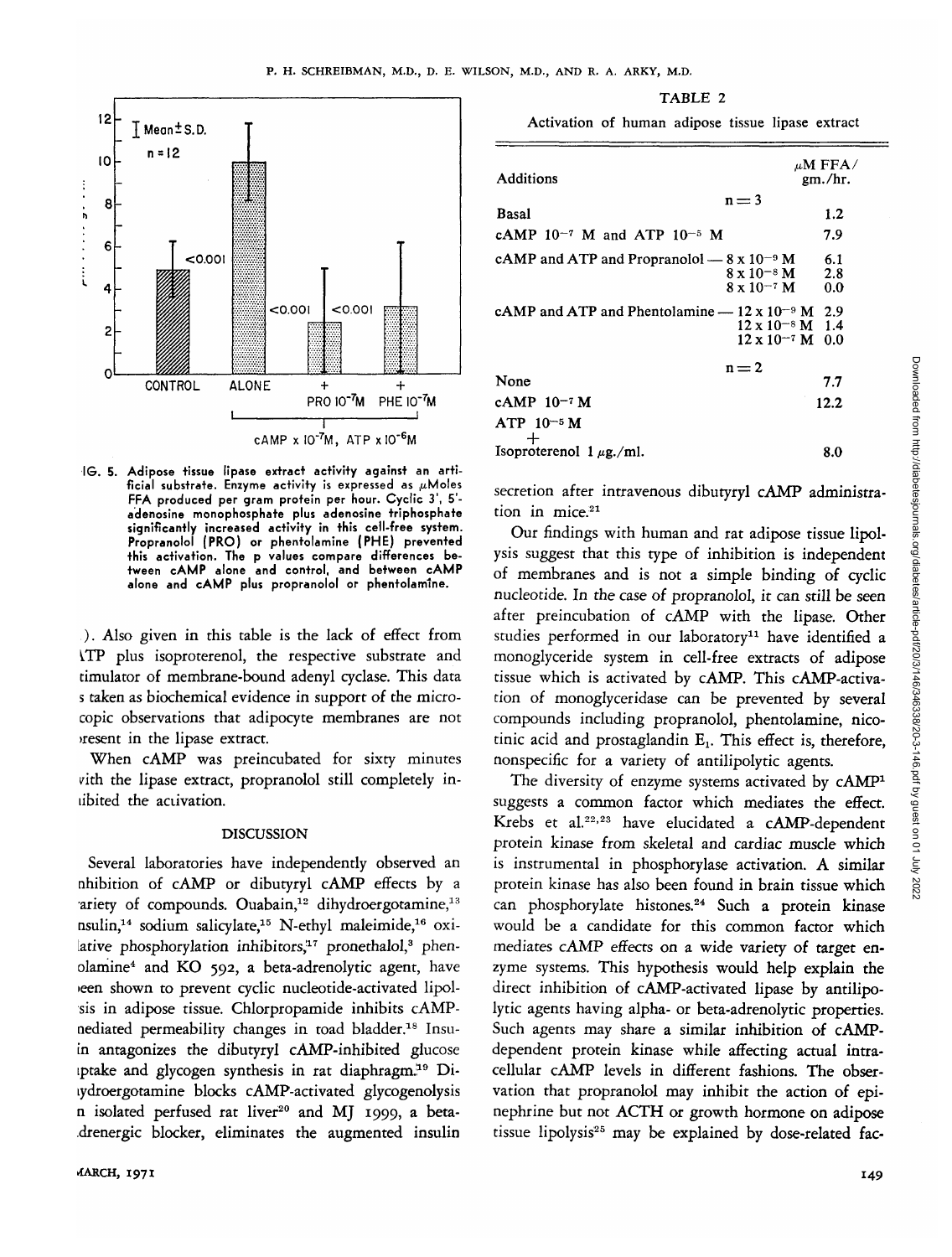FIG. 5. Adipose tissue lipase extract activity against an artificial substrate. Enzyme activity is expressed as μMoles FFA produced per gram protein per hour. Cyclic 3', 5'-adenosine monophosphate plus adenosine triphosphate significantly increased activity in this cell-free system. Propranolol (PRO) or phentolamine (PHE) prevented this activation. The p values compare differences between cAMP alone and control, and between cAMP alone and cAMP plus propranolol or phentolamine.

). Also given in this table is the lack of effect from ATP plus isoproterenol, the respective substrate and stimulator of membrane-bound adenyl cyclase. This data is taken as biochemical evidence in support of the microscopic observations that adipocyte membranes are not present in the lipase extract.

When cAMP was preincubated for sixty minutes with the lipase extract, propranolol still completely inhibited the activation.

## DISCUSSION

Several laboratories have independently observed an inhibition of cAMP or dibutyryl cAMP effects by a variety of compounds. Ouabain,[12] dihydroergotamine,[13] insulin,[14] sodium salicylate,[15] N-ethyl maleimide,[16] oxidative phosphorylation inhibitors,[17] pronethalol,[3] phentolamine[4] and KO 592, a beta-adrenolytic agent, have been shown to prevent cyclic nucleotide-activated lipolysis in adipose tissue. Chlorpropamide inhibits cAMP-mediated permeability changes in toad bladder.[18] Insulin antagonizes the dibutyryl cAMP-inhibited glucose uptake and glycogen synthesis in rat diaphragm.[19] Dihydroergotamine blocks cAMP-activated glycogenolysis in isolated perfused rat liver[20] and MJ 1999, a beta-adrenergic blocker, eliminates the augmented insulin

TABLE 2

Activation of human adipose tissue lipase extract

| Additions | | μM FFA/gm./hr. |
|---|---|---|
| n = 3 | | |
| Basal | | 1.2 |
| cAMP $10^{-7}$ M and ATP $10^{-5}$ M | | 7.9 |
| cAMP and ATP and Propranolol | $8 \times 10^{-9}$ M | 6.1 |
| | $8 \times 10^{-8}$ M | 2.8 |
| | $8 \times 10^{-7}$ M | 0.0 |
| cAMP and ATP and Phentolamine | $12 \times 10^{-9}$ M | 2.9 |
| | $12 \times 10^{-8}$ M | 1.4 |
| | $12 \times 10^{-7}$ M | 0.0 |
| n = 2 | | |
| None | | 7.7 |
| cAMP $10^{-7}$ M | | 12.2 |
| ATP $10^{-5}$ M + Isoproterenol 1 μg./ml. | | 8.0 |

secretion after intravenous dibutyryl cAMP administration in mice.[21]

Our findings with human and rat adipose tissue lipolysis suggest that this type of inhibition is independent of membranes and is not a simple binding of cyclic nucleotide. In the case of propranolol, it can still be seen after preincubation of cAMP with the lipase. Other studies performed in our laboratory[11] have identified a monoglyceride system in cell-free extracts of adipose tissue which is activated by cAMP. This cAMP-activation of monoglyceridase can be prevented by several compounds including propranolol, phentolamine, nicotinic acid and prostaglandin $E_1$. This effect is, therefore, nonspecific for a variety of antilipolytic agents.

The diversity of enzyme systems activated by cAMP[1] suggests a common factor which mediates the effect. Krebs et al.[22,23] have elucidated a cAMP-dependent protein kinase from skeletal and cardiac muscle which is instrumental in phosphorylase activation. A similar protein kinase has also been found in brain tissue which can phosphorylate histones.[24] Such a protein kinase would be a candidate for this common factor which mediates cAMP effects on a wide variety of target enzyme systems. This hypothesis would help explain the direct inhibition of cAMP-activated lipase by antilipolytic agents having alpha- or beta-adrenolytic properties. Such agents may share a similar inhibition of cAMP-dependent protein kinase while affecting actual intracellular cAMP levels in different fashions. The observation that propranolol may inhibit the action of epinephrine but not ACTH or growth hormone on adipose tissue lipolysis[25] may be explained by dose-related fac-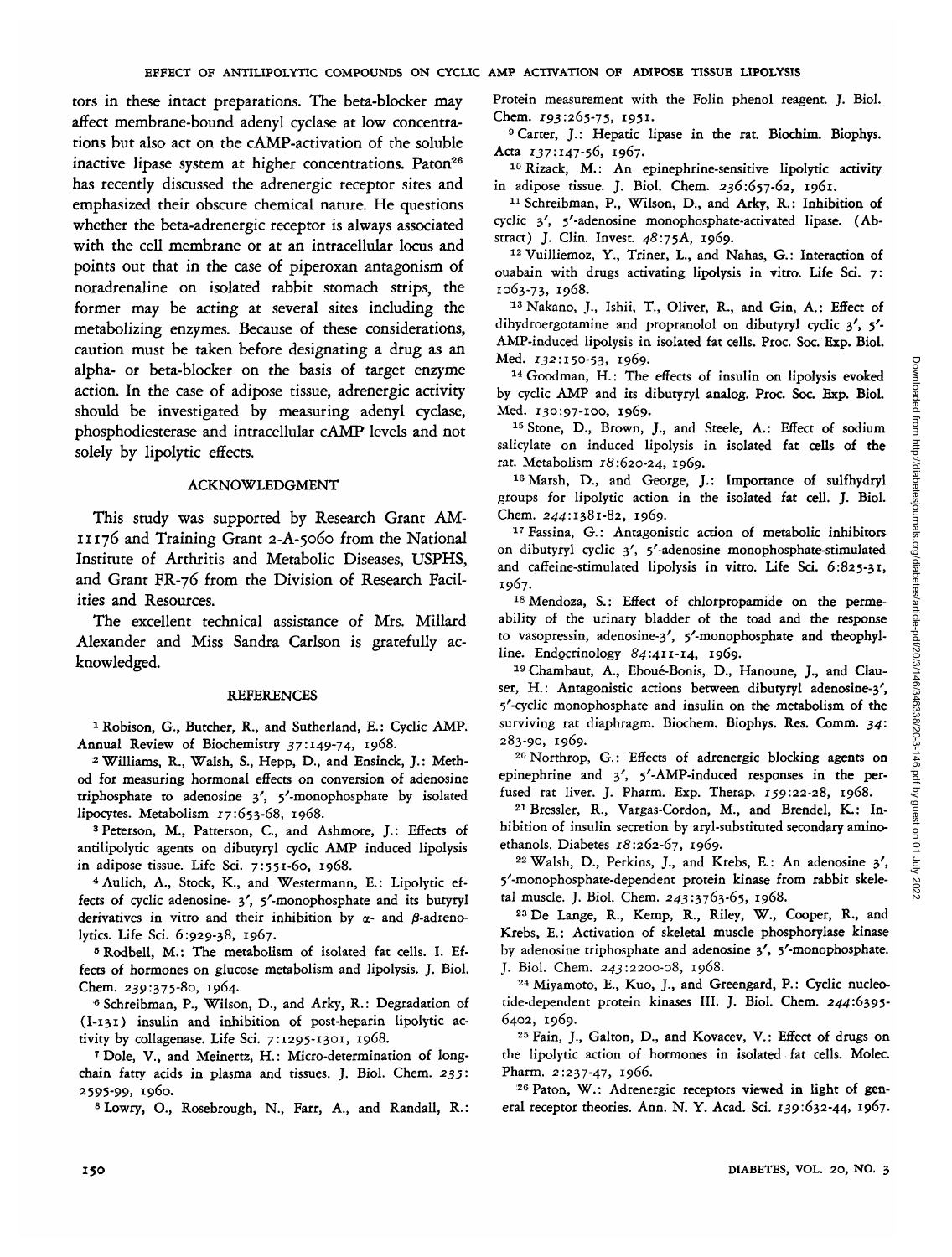tors in these intact preparations. The beta-blocker may affect membrane-bound adenyl cyclase at low concentrations but also act on the cAMP-activation of the soluble inactive lipase system at higher concentrations. Paton[26] has recently discussed the adrenergic receptor sites and emphasized their obscure chemical nature. He questions whether the beta-adrenergic receptor is always associated with the cell membrane or at an intracellular locus and points out that in the case of piperoxan antagonism of noradrenaline on isolated rabbit stomach strips, the former may be acting at several sites including the metabolizing enzymes. Because of these considerations, caution must be taken before designating a drug as an alpha- or beta-blocker on the basis of target enzyme action. In the case of adipose tissue, adrenergic activity should be investigated by measuring adenyl cyclase, phosphodiesterase and intracellular cAMP levels and not solely by lipolytic effects.

## ACKNOWLEDGMENT

This study was supported by Research Grant AM-11176 and Training Grant 2-A-5060 from the National Institute of Arthritis and Metabolic Diseases, USPHS, and Grant FR-76 from the Division of Research Facilities and Resources.

The excellent technical assistance of Mrs. Millard Alexander and Miss Sandra Carlson is gratefully acknowledged.

## REFERENCES

1 Robison, G., Butcher, R., and Sutherland, E.: Cyclic AMP. Annual Review of Biochemistry 37:149-74, 1968.

2 Williams, R., Walsh, S., Hepp, D., and Ensinck, J.: Method for measuring hormonal effects on conversion of adenosine triphosphate to adenosine 3', 5'-monophosphate by isolated lipocytes. Metabolism 17:653-68, 1968.

3 Peterson, M., Patterson, C., and Ashmore, J.: Effects of antilipolytic agents on dibutyryl cyclic AMP induced lipolysis in adipose tissue. Life Sci. 7:551-60, 1968.

4 Aulich, A., Stock, K., and Westermann, E.: Lipolytic effects of cyclic adenosine- 3', 5'-monophosphate and its butyryl derivatives in vitro and their inhibition by α- and β-adrenolytics. Life Sci. 6:929-38, 1967.

5 Rodbell, M.: The metabolism of isolated fat cells. I. Effects of hormones on glucose metabolism and lipolysis. J. Biol. Chem. 239:375-80, 1964.

6 Schreibman, P., Wilson, D., and Arky, R.: Degradation of (I-131) insulin and inhibition of post-heparin lipolytic activity by collagenase. Life Sci. 7:1295-1301, 1968.

7 Dole, V., and Meinertz, H.: Micro-determination of long-chain fatty acids in plasma and tissues. J. Biol. Chem. 235:2595-99, 1960.

8 Lowry, O., Rosebrough, N., Farr, A., and Randall, R.: Protein measurement with the Folin phenol reagent. J. Biol. Chem. 193:265-75, 1951.

9 Carter, J.: Hepatic lipase in the rat. Biochim. Biophys. Acta 137:147-56, 1967.

10 Rizack, M.: An epinephrine-sensitive lipolytic activity in adipose tissue. J. Biol. Chem. 236:657-62, 1961.

11 Schreibman, P., Wilson, D., and Arky, R.: Inhibition of cyclic 3', 5'-adenosine monophosphate-activated lipase. (Abstract) J. Clin. Invest. 48:75A, 1969.

12 Vuilliemoz, Y., Triner, L., and Nahas, G.: Interaction of ouabain with drugs activating lipolysis in vitro. Life Sci. 7:1063-73, 1968.

13 Nakano, J., Ishii, T., Oliver, R., and Gin, A.: Effect of dihydroergotamine and propranolol on dibutyryl cyclic 3', 5'-AMP-induced lipolysis in isolated fat cells. Proc. Soc. Exp. Biol. Med. 132:150-53, 1969.

14 Goodman, H.: The effects of insulin on lipolysis evoked by cyclic AMP and its dibutyryl analog. Proc. Soc. Exp. Biol. Med. 130:97-100, 1969.

15 Stone, D., Brown, J., and Steele, A.: Effect of sodium salicylate on induced lipolysis in isolated fat cells of the rat. Metabolism 18:620-24, 1969.

16 Marsh, D., and George, J.: Importance of sulfhydryl groups for lipolytic action in the isolated fat cell. J. Biol. Chem. 244:1381-82, 1969.

17 Fassina, G.: Antagonistic action of metabolic inhibitors on dibutyryl cyclic 3', 5'-adenosine monophosphate-stimulated and caffeine-stimulated lipolysis in vitro. Life Sci. 6:825-31, 1967.

18 Mendoza, S.: Effect of chlorpropamide on the permeability of the urinary bladder of the toad and the response to vasopressin, adenosine-3', 5'-monophosphate and theophylline. Endocrinology 84:411-14, 1969.

19 Chambaut, A., Eboué-Bonis, D., Hanoune, J., and Clauser, H.: Antagonistic actions between dibutyryl adenosine-3', 5'-cyclic monophosphate and insulin on the metabolism of the surviving rat diaphragm. Biochem. Biophys. Res. Comm. 34:283-90, 1969.

20 Northrop, G.: Effects of adrenergic blocking agents on epinephrine and 3', 5'-AMP-induced responses in the perfused rat liver. J. Pharm. Exp. Therap. 159:22-28, 1968.

21 Bressler, R., Vargas-Cordon, M., and Brendel, K.: Inhibition of insulin secretion by aryl-substituted secondary aminoethanols. Diabetes 18:262-67, 1969.

22 Walsh, D., Perkins, J., and Krebs, E.: An adenosine 3', 5'-monophosphate-dependent protein kinase from rabbit skeletal muscle. J. Biol. Chem. 243:3763-65, 1968.

23 De Lange, R., Kemp, R., Riley, W., Cooper, R., and Krebs, E.: Activation of skeletal muscle phosphorylase kinase by adenosine triphosphate and adenosine 3', 5'-monophosphate. J. Biol. Chem. 243:2200-08, 1968.

24 Miyamoto, E., Kuo, J., and Greengard, P.: Cyclic nucleotide-dependent protein kinases III. J. Biol. Chem. 244:6395-6402, 1969.

25 Fain, J., Galton, D., and Kovacev, V.: Effect of drugs on the lipolytic action of hormones in isolated fat cells. Molec. Pharm. 2:237-47, 1966.

26 Paton, W.: Adrenergic receptors viewed in light of general receptor theories. Ann. N. Y. Acad. Sci. 139:632-44, 1967.